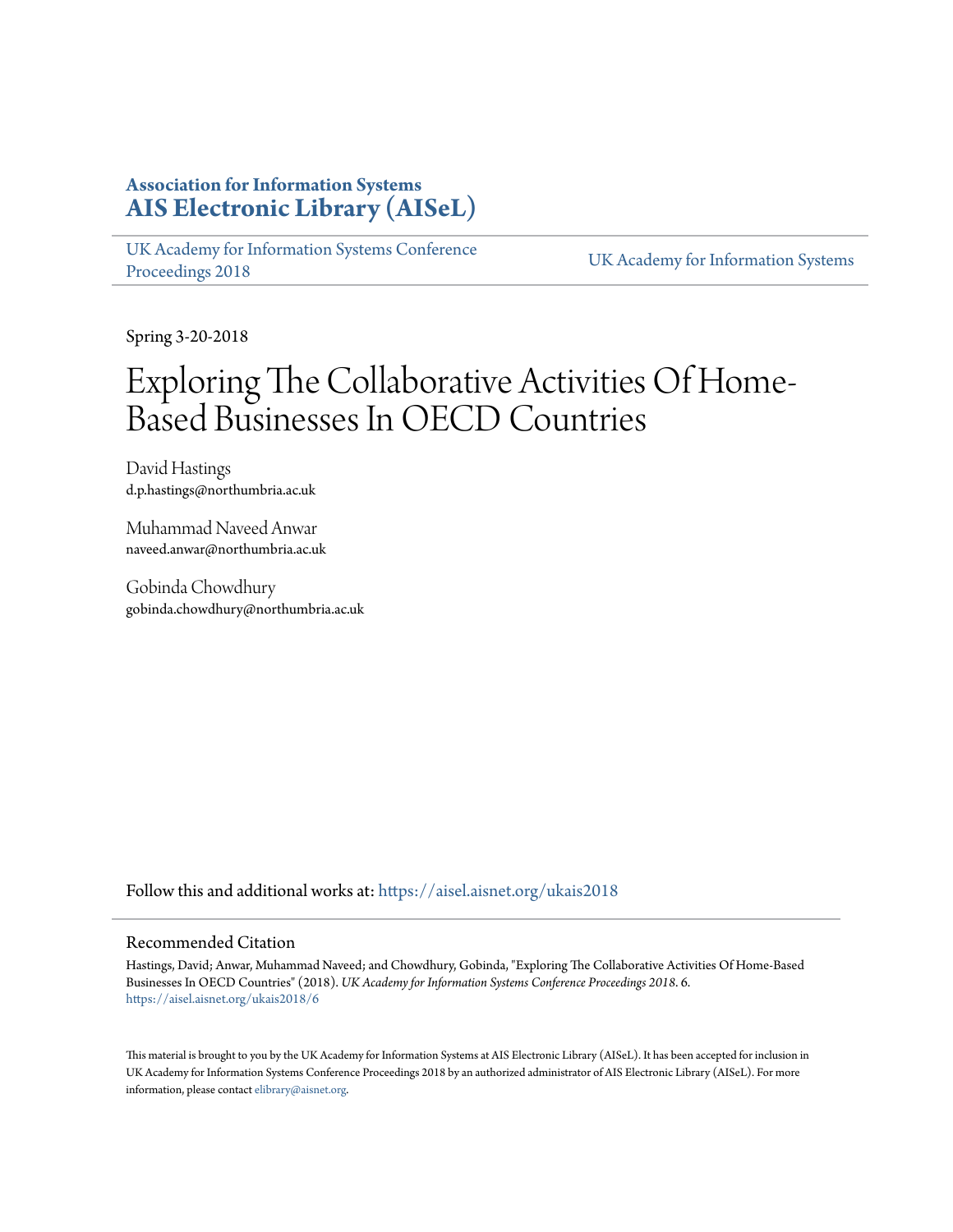**Association for Information Systems**
**AIS Electronic Library (AISeL)**

UK Academy for Information Systems Conference Proceedings 2018

UK Academy for Information Systems

Spring 3-20-2018

# Exploring The Collaborative Activities Of Home-Based Businesses In OECD Countries

David Hastings
d.p.hastings@northumbria.ac.uk

Muhammad Naveed Anwar
naveed.anwar@northumbria.ac.uk

Gobinda Chowdhury
gobinda.chowdhury@northumbria.ac.uk

Follow this and additional works at: https://aisel.aisnet.org/ukais2018

## Recommended Citation

Hastings, David; Anwar, Muhammad Naveed; and Chowdhury, Gobinda, "Exploring The Collaborative Activities Of Home-Based Businesses In OECD Countries" (2018). *UK Academy for Information Systems Conference Proceedings 2018*. 6.
https://aisel.aisnet.org/ukais2018/6

This material is brought to you by the UK Academy for Information Systems at AIS Electronic Library (AISeL). It has been accepted for inclusion in UK Academy for Information Systems Conference Proceedings 2018 by an authorized administrator of AIS Electronic Library (AISeL). For more information, please contact elibrary@aisnet.org.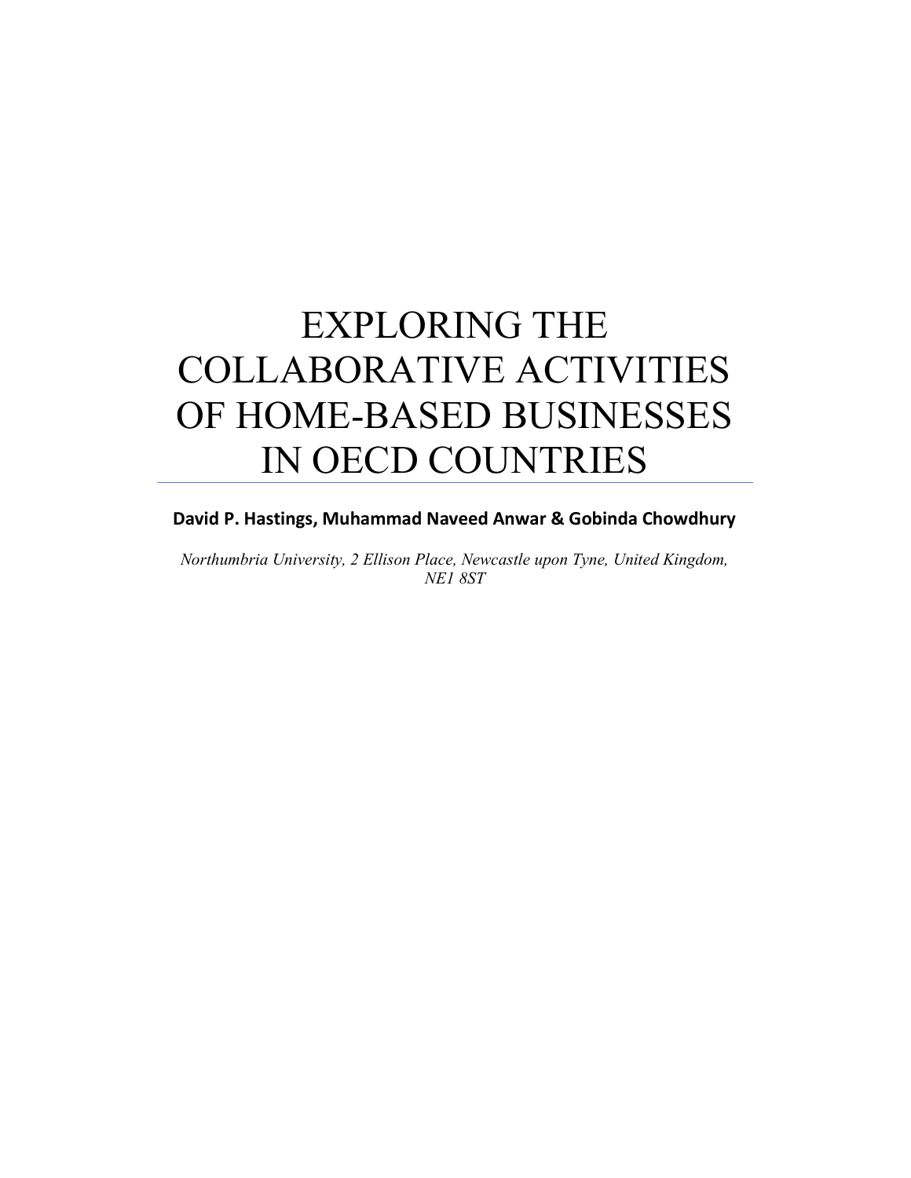# EXPLORING THE COLLABORATIVE ACTIVITIES OF HOME-BASED BUSINESSES IN OECD COUNTRIES

**David P. Hastings, Muhammad Naveed Anwar & Gobinda Chowdhury**

*Northumbria University, 2 Ellison Place, Newcastle upon Tyne, United Kingdom, NE1 8ST*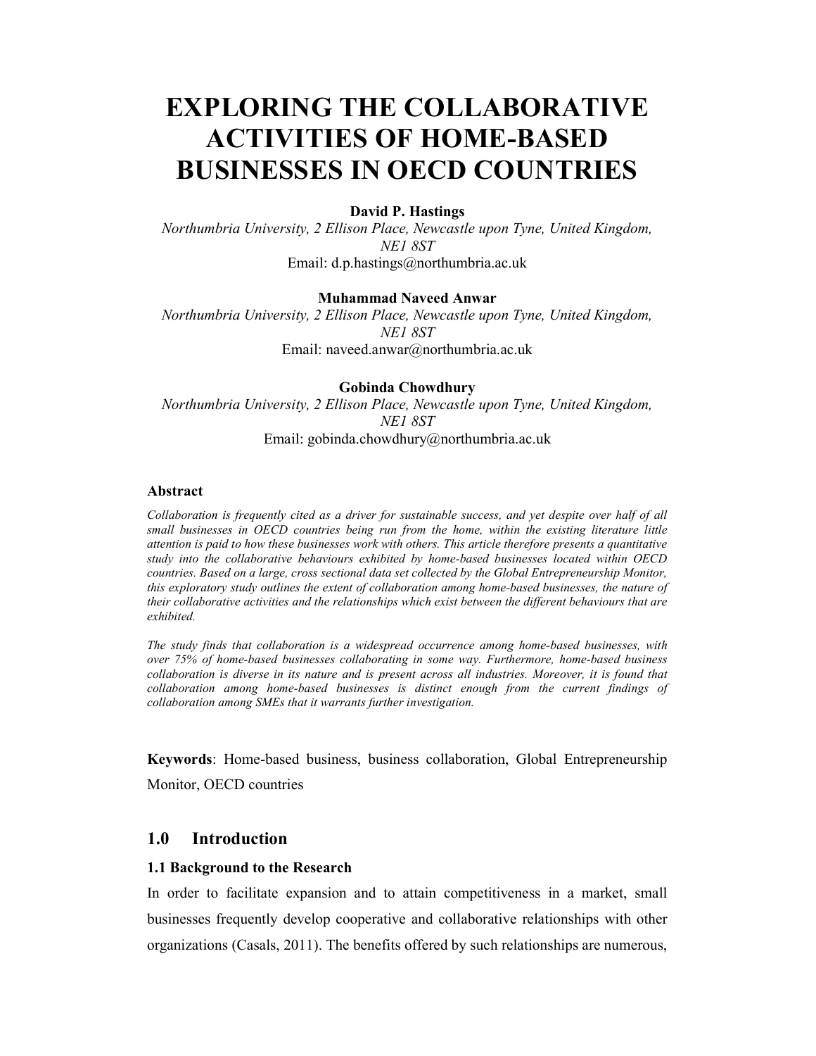# EXPLORING THE COLLABORATIVE ACTIVITIES OF HOME-BASED BUSINESSES IN OECD COUNTRIES

**David P. Hastings**

*Northumbria University, 2 Ellison Place, Newcastle upon Tyne, United Kingdom, NE1 8ST*

Email: d.p.hastings@northumbria.ac.uk

**Muhammad Naveed Anwar**

*Northumbria University, 2 Ellison Place, Newcastle upon Tyne, United Kingdom, NE1 8ST*

Email: naveed.anwar@northumbria.ac.uk

**Gobinda Chowdhury**

*Northumbria University, 2 Ellison Place, Newcastle upon Tyne, United Kingdom, NE1 8ST*

Email: gobinda.chowdhury@northumbria.ac.uk

### Abstract

*Collaboration is frequently cited as a driver for sustainable success, and yet despite over half of all small businesses in OECD countries being run from the home, within the existing literature little attention is paid to how these businesses work with others. This article therefore presents a quantitative study into the collaborative behaviours exhibited by home-based businesses located within OECD countries. Based on a large, cross sectional data set collected by the Global Entrepreneurship Monitor, this exploratory study outlines the extent of collaboration among home-based businesses, the nature of their collaborative activities and the relationships which exist between the different behaviours that are exhibited.*

*The study finds that collaboration is a widespread occurrence among home-based businesses, with over 75% of home-based businesses collaborating in some way. Furthermore, home-based business collaboration is diverse in its nature and is present across all industries. Moreover, it is found that collaboration among home-based businesses is distinct enough from the current findings of collaboration among SMEs that it warrants further investigation.*

**Keywords**: Home-based business, business collaboration, Global Entrepreneurship Monitor, OECD countries

## 1.0 Introduction

### 1.1 Background to the Research

In order to facilitate expansion and to attain competitiveness in a market, small businesses frequently develop cooperative and collaborative relationships with other organizations (Casals, 2011). The benefits offered by such relationships are numerous,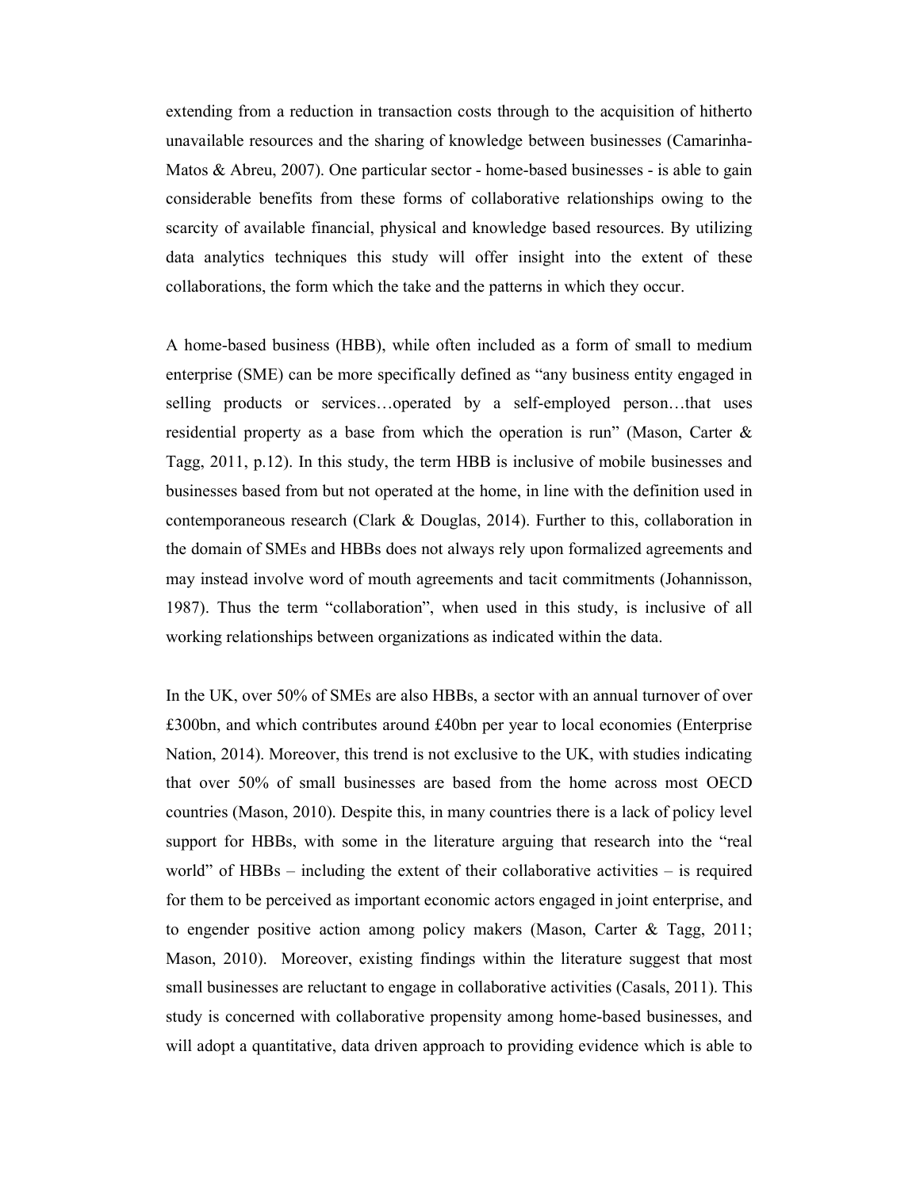extending from a reduction in transaction costs through to the acquisition of hitherto unavailable resources and the sharing of knowledge between businesses (Camarinha-Matos & Abreu, 2007). One particular sector - home-based businesses - is able to gain considerable benefits from these forms of collaborative relationships owing to the scarcity of available financial, physical and knowledge based resources. By utilizing data analytics techniques this study will offer insight into the extent of these collaborations, the form which the take and the patterns in which they occur.

A home-based business (HBB), while often included as a form of small to medium enterprise (SME) can be more specifically defined as "any business entity engaged in selling products or services…operated by a self-employed person…that uses residential property as a base from which the operation is run" (Mason, Carter & Tagg, 2011, p.12). In this study, the term HBB is inclusive of mobile businesses and businesses based from but not operated at the home, in line with the definition used in contemporaneous research (Clark & Douglas, 2014). Further to this, collaboration in the domain of SMEs and HBBs does not always rely upon formalized agreements and may instead involve word of mouth agreements and tacit commitments (Johannisson, 1987). Thus the term "collaboration", when used in this study, is inclusive of all working relationships between organizations as indicated within the data.

In the UK, over 50% of SMEs are also HBBs, a sector with an annual turnover of over £300bn, and which contributes around £40bn per year to local economies (Enterprise Nation, 2014). Moreover, this trend is not exclusive to the UK, with studies indicating that over 50% of small businesses are based from the home across most OECD countries (Mason, 2010). Despite this, in many countries there is a lack of policy level support for HBBs, with some in the literature arguing that research into the "real world" of HBBs – including the extent of their collaborative activities – is required for them to be perceived as important economic actors engaged in joint enterprise, and to engender positive action among policy makers (Mason, Carter & Tagg, 2011; Mason, 2010). Moreover, existing findings within the literature suggest that most small businesses are reluctant to engage in collaborative activities (Casals, 2011). This study is concerned with collaborative propensity among home-based businesses, and will adopt a quantitative, data driven approach to providing evidence which is able to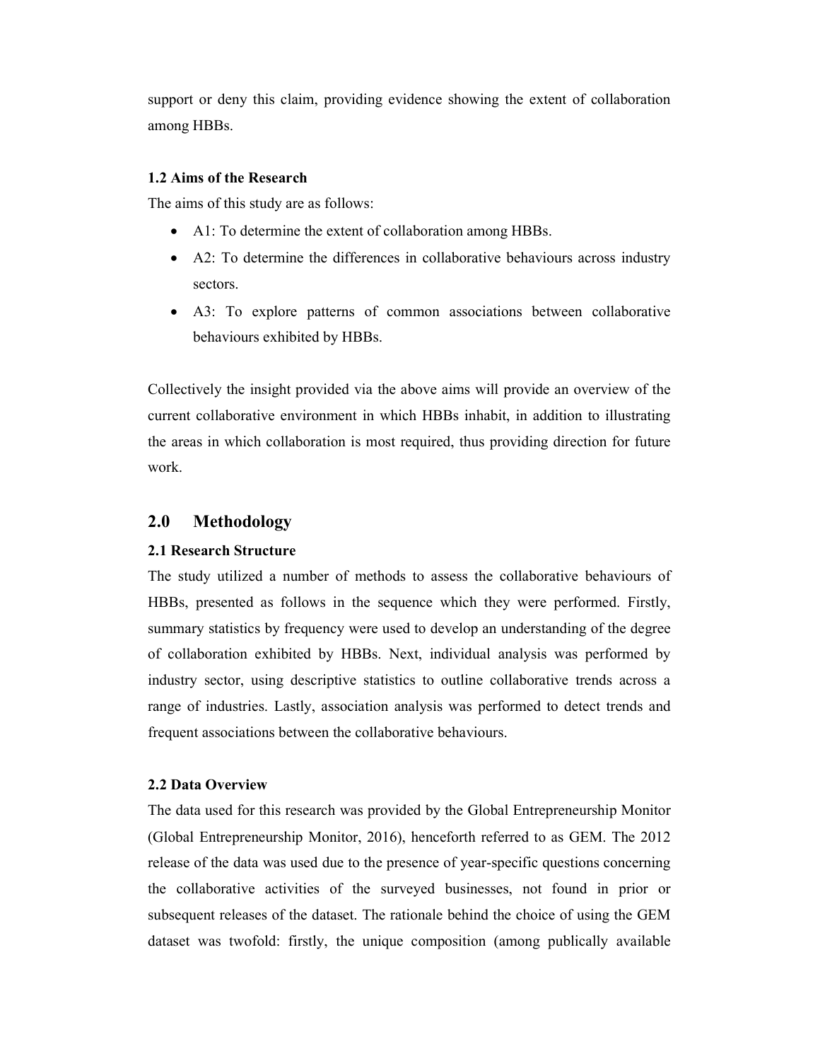support or deny this claim, providing evidence showing the extent of collaboration among HBBs.

### 1.2 Aims of the Research

The aims of this study are as follows:

- A1: To determine the extent of collaboration among HBBs.
- A2: To determine the differences in collaborative behaviours across industry sectors.
- A3: To explore patterns of common associations between collaborative behaviours exhibited by HBBs.

Collectively the insight provided via the above aims will provide an overview of the current collaborative environment in which HBBs inhabit, in addition to illustrating the areas in which collaboration is most required, thus providing direction for future work.

## 2.0 Methodology

### 2.1 Research Structure

The study utilized a number of methods to assess the collaborative behaviours of HBBs, presented as follows in the sequence which they were performed. Firstly, summary statistics by frequency were used to develop an understanding of the degree of collaboration exhibited by HBBs. Next, individual analysis was performed by industry sector, using descriptive statistics to outline collaborative trends across a range of industries. Lastly, association analysis was performed to detect trends and frequent associations between the collaborative behaviours.

### 2.2 Data Overview

The data used for this research was provided by the Global Entrepreneurship Monitor (Global Entrepreneurship Monitor, 2016), henceforth referred to as GEM. The 2012 release of the data was used due to the presence of year-specific questions concerning the collaborative activities of the surveyed businesses, not found in prior or subsequent releases of the dataset. The rationale behind the choice of using the GEM dataset was twofold: firstly, the unique composition (among publically available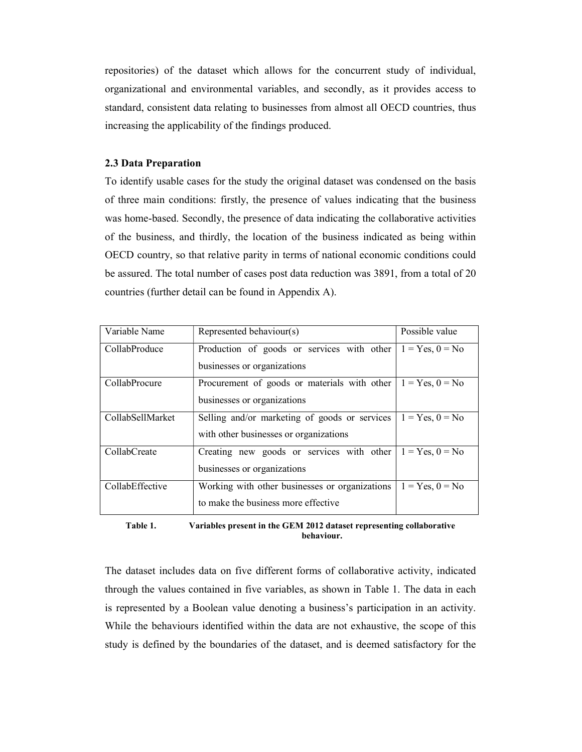repositories) of the dataset which allows for the concurrent study of individual, organizational and environmental variables, and secondly, as it provides access to standard, consistent data relating to businesses from almost all OECD countries, thus increasing the applicability of the findings produced.

### 2.3 Data Preparation

To identify usable cases for the study the original dataset was condensed on the basis of three main conditions: firstly, the presence of values indicating that the business was home-based. Secondly, the presence of data indicating the collaborative activities of the business, and thirdly, the location of the business indicated as being within OECD country, so that relative parity in terms of national economic conditions could be assured. The total number of cases post data reduction was 3891, from a total of 20 countries (further detail can be found in Appendix A).

| Variable Name | Represented behaviour(s) | Possible value |
|---|---|---|
| CollabProduce | Production of goods or services with other businesses or organizations | 1 = Yes, 0 = No |
| CollabProcure | Procurement of goods or materials with other businesses or organizations | 1 = Yes, 0 = No |
| CollabSellMarket | Selling and/or marketing of goods or services with other businesses or organizations | 1 = Yes, 0 = No |
| CollabCreate | Creating new goods or services with other businesses or organizations | 1 = Yes, 0 = No |
| CollabEffective | Working with other businesses or organizations to make the business more effective | 1 = Yes, 0 = No |

**Table 1. Variables present in the GEM 2012 dataset representing collaborative behaviour.**

The dataset includes data on five different forms of collaborative activity, indicated through the values contained in five variables, as shown in Table 1. The data in each is represented by a Boolean value denoting a business's participation in an activity. While the behaviours identified within the data are not exhaustive, the scope of this study is defined by the boundaries of the dataset, and is deemed satisfactory for the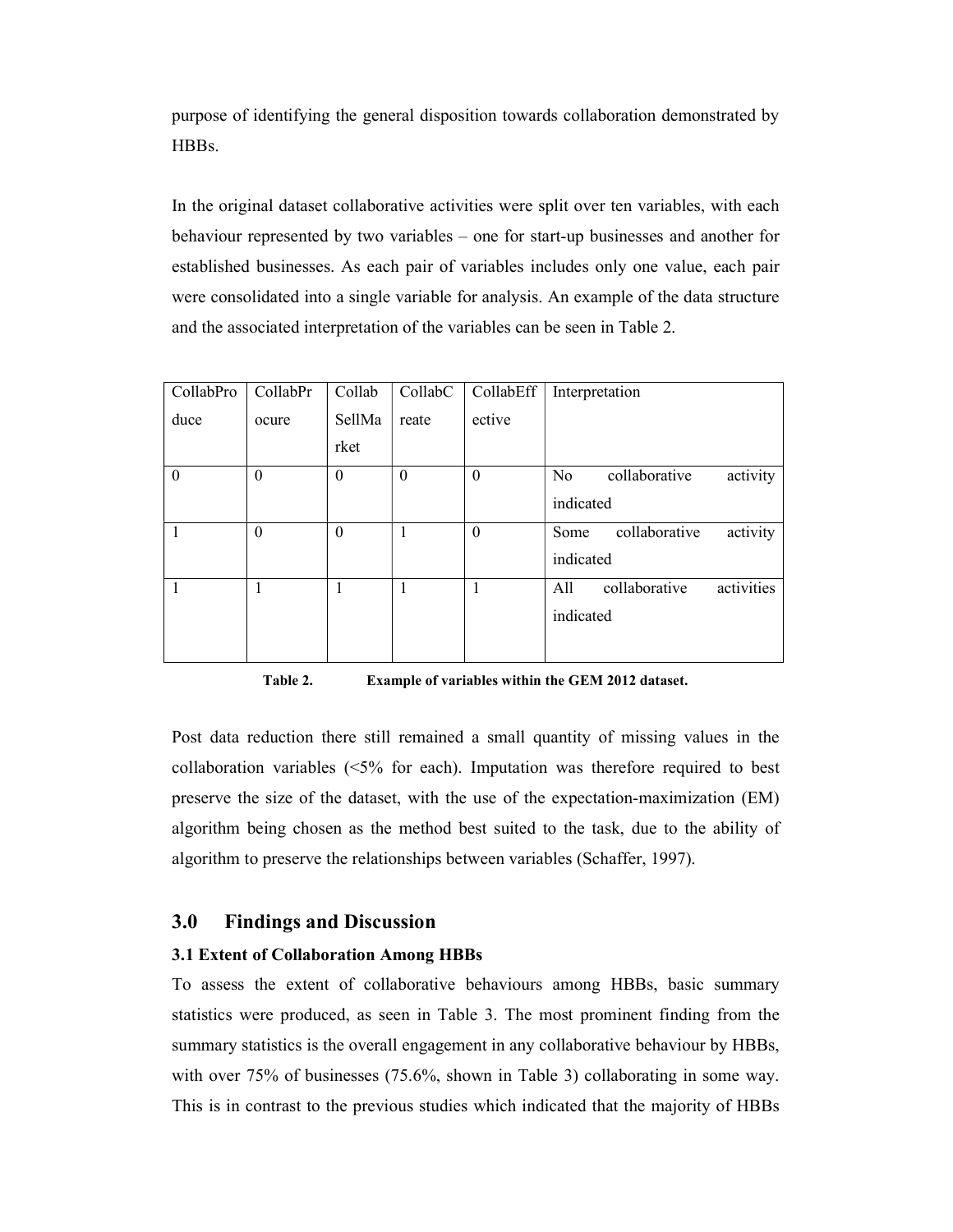purpose of identifying the general disposition towards collaboration demonstrated by HBBs.

In the original dataset collaborative activities were split over ten variables, with each behaviour represented by two variables – one for start-up businesses and another for established businesses. As each pair of variables includes only one value, each pair were consolidated into a single variable for analysis. An example of the data structure and the associated interpretation of the variables can be seen in Table 2.

| CollabProduce | CollabProcure | CollabSellMarket | CollabCreate | CollabEffective | Interpretation |
|---|---|---|---|---|---|
| 0 | 0 | 0 | 0 | 0 | No collaborative activity indicated |
| 1 | 0 | 0 | 1 | 0 | Some collaborative activity indicated |
| 1 | 1 | 1 | 1 | 1 | All collaborative activities indicated |

**Table 2. Example of variables within the GEM 2012 dataset.**

Post data reduction there still remained a small quantity of missing values in the collaboration variables (<5% for each). Imputation was therefore required to best preserve the size of the dataset, with the use of the expectation-maximization (EM) algorithm being chosen as the method best suited to the task, due to the ability of algorithm to preserve the relationships between variables (Schaffer, 1997).

## 3.0 Findings and Discussion

### 3.1 Extent of Collaboration Among HBBs

To assess the extent of collaborative behaviours among HBBs, basic summary statistics were produced, as seen in Table 3. The most prominent finding from the summary statistics is the overall engagement in any collaborative behaviour by HBBs, with over 75% of businesses (75.6%, shown in Table 3) collaborating in some way. This is in contrast to the previous studies which indicated that the majority of HBBs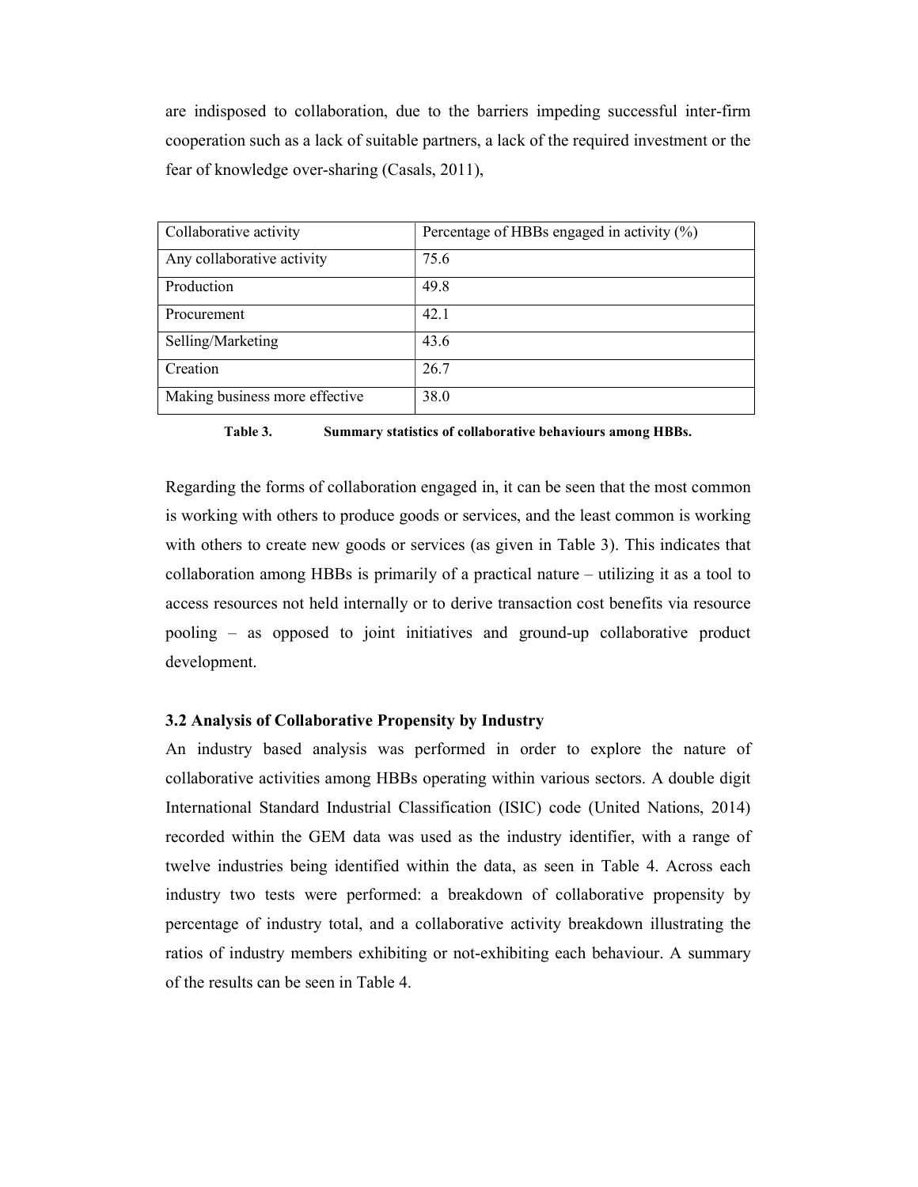are indisposed to collaboration, due to the barriers impeding successful inter-firm cooperation such as a lack of suitable partners, a lack of the required investment or the fear of knowledge over-sharing (Casals, 2011),

| Collaborative activity | Percentage of HBBs engaged in activity (%) |
|---|---|
| Any collaborative activity | 75.6 |
| Production | 49.8 |
| Procurement | 42.1 |
| Selling/Marketing | 43.6 |
| Creation | 26.7 |
| Making business more effective | 38.0 |

**Table 3. Summary statistics of collaborative behaviours among HBBs.**

Regarding the forms of collaboration engaged in, it can be seen that the most common is working with others to produce goods or services, and the least common is working with others to create new goods or services (as given in Table 3). This indicates that collaboration among HBBs is primarily of a practical nature – utilizing it as a tool to access resources not held internally or to derive transaction cost benefits via resource pooling – as opposed to joint initiatives and ground-up collaborative product development.

### 3.2 Analysis of Collaborative Propensity by Industry

An industry based analysis was performed in order to explore the nature of collaborative activities among HBBs operating within various sectors. A double digit International Standard Industrial Classification (ISIC) code (United Nations, 2014) recorded within the GEM data was used as the industry identifier, with a range of twelve industries being identified within the data, as seen in Table 4. Across each industry two tests were performed: a breakdown of collaborative propensity by percentage of industry total, and a collaborative activity breakdown illustrating the ratios of industry members exhibiting or not-exhibiting each behaviour. A summary of the results can be seen in Table 4.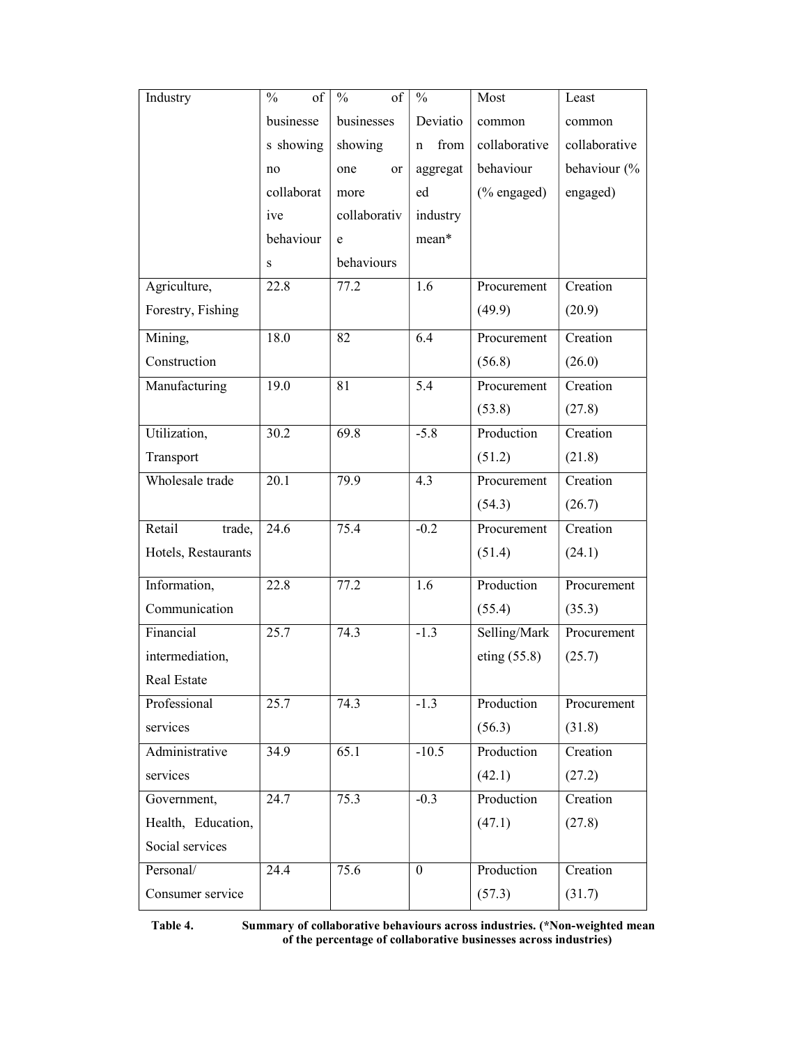| Industry | % of businesses showing no collaborative behaviours | % of businesses showing one or more collaborative behaviours | % Deviation from aggregated industry mean* | Most common collaborative behaviour (% engaged) | Least common collaborative behaviour (% engaged) |
|---|---|---|---|---|---|
| Agriculture, Forestry, Fishing | 22.8 | 77.2 | 1.6 | Procurement (49.9) | Creation (20.9) |
| Mining, Construction | 18.0 | 82 | 6.4 | Procurement (56.8) | Creation (26.0) |
| Manufacturing | 19.0 | 81 | 5.4 | Procurement (53.8) | Creation (27.8) |
| Utilization, Transport | 30.2 | 69.8 | -5.8 | Production (51.2) | Creation (21.8) |
| Wholesale trade | 20.1 | 79.9 | 4.3 | Procurement (54.3) | Creation (26.7) |
| Retail trade, Hotels, Restaurants | 24.6 | 75.4 | -0.2 | Procurement (51.4) | Creation (24.1) |
| Information, Communication | 22.8 | 77.2 | 1.6 | Production (55.4) | Procurement (35.3) |
| Financial intermediation, Real Estate | 25.7 | 74.3 | -1.3 | Selling/Marketing (55.8) | Procurement (25.7) |
| Professional services | 25.7 | 74.3 | -1.3 | Production (56.3) | Procurement (31.8) |
| Administrative services | 34.9 | 65.1 | -10.5 | Production (42.1) | Creation (27.2) |
| Government, Health, Education, Social services | 24.7 | 75.3 | -0.3 | Production (47.1) | Creation (27.8) |
| Personal/ Consumer service | 24.4 | 75.6 | 0 | Production (57.3) | Creation (31.7) |

**Table 4. Summary of collaborative behaviours across industries. (*Non-weighted mean of the percentage of collaborative businesses across industries)**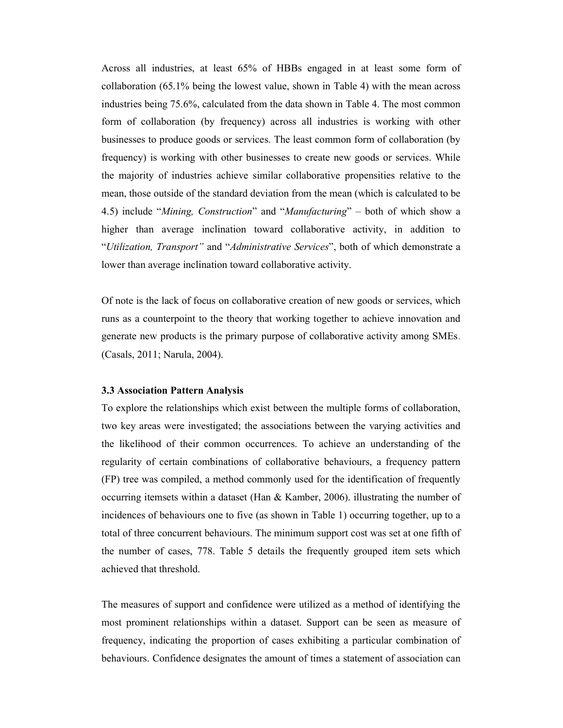Across all industries, at least 65% of HBBs engaged in at least some form of collaboration (65.1% being the lowest value, shown in Table 4) with the mean across industries being 75.6%, calculated from the data shown in Table 4. The most common form of collaboration (by frequency) across all industries is working with other businesses to produce goods or services. The least common form of collaboration (by frequency) is working with other businesses to create new goods or services. While the majority of industries achieve similar collaborative propensities relative to the mean, those outside of the standard deviation from the mean (which is calculated to be 4.5) include "*Mining, Construction*" and "*Manufacturing*" – both of which show a higher than average inclination toward collaborative activity, in addition to "*Utilization, Transport"* and "*Administrative Services*", both of which demonstrate a lower than average inclination toward collaborative activity.

Of note is the lack of focus on collaborative creation of new goods or services, which runs as a counterpoint to the theory that working together to achieve innovation and generate new products is the primary purpose of collaborative activity among SMEs. (Casals, 2011; Narula, 2004).

### 3.3 Association Pattern Analysis

To explore the relationships which exist between the multiple forms of collaboration, two key areas were investigated; the associations between the varying activities and the likelihood of their common occurrences. To achieve an understanding of the regularity of certain combinations of collaborative behaviours, a frequency pattern (FP) tree was compiled, a method commonly used for the identification of frequently occurring itemsets within a dataset (Han & Kamber, 2006). illustrating the number of incidences of behaviours one to five (as shown in Table 1) occurring together, up to a total of three concurrent behaviours. The minimum support cost was set at one fifth of the number of cases, 778. Table 5 details the frequently grouped item sets which achieved that threshold.

The measures of support and confidence were utilized as a method of identifying the most prominent relationships within a dataset. Support can be seen as measure of frequency, indicating the proportion of cases exhibiting a particular combination of behaviours. Confidence designates the amount of times a statement of association can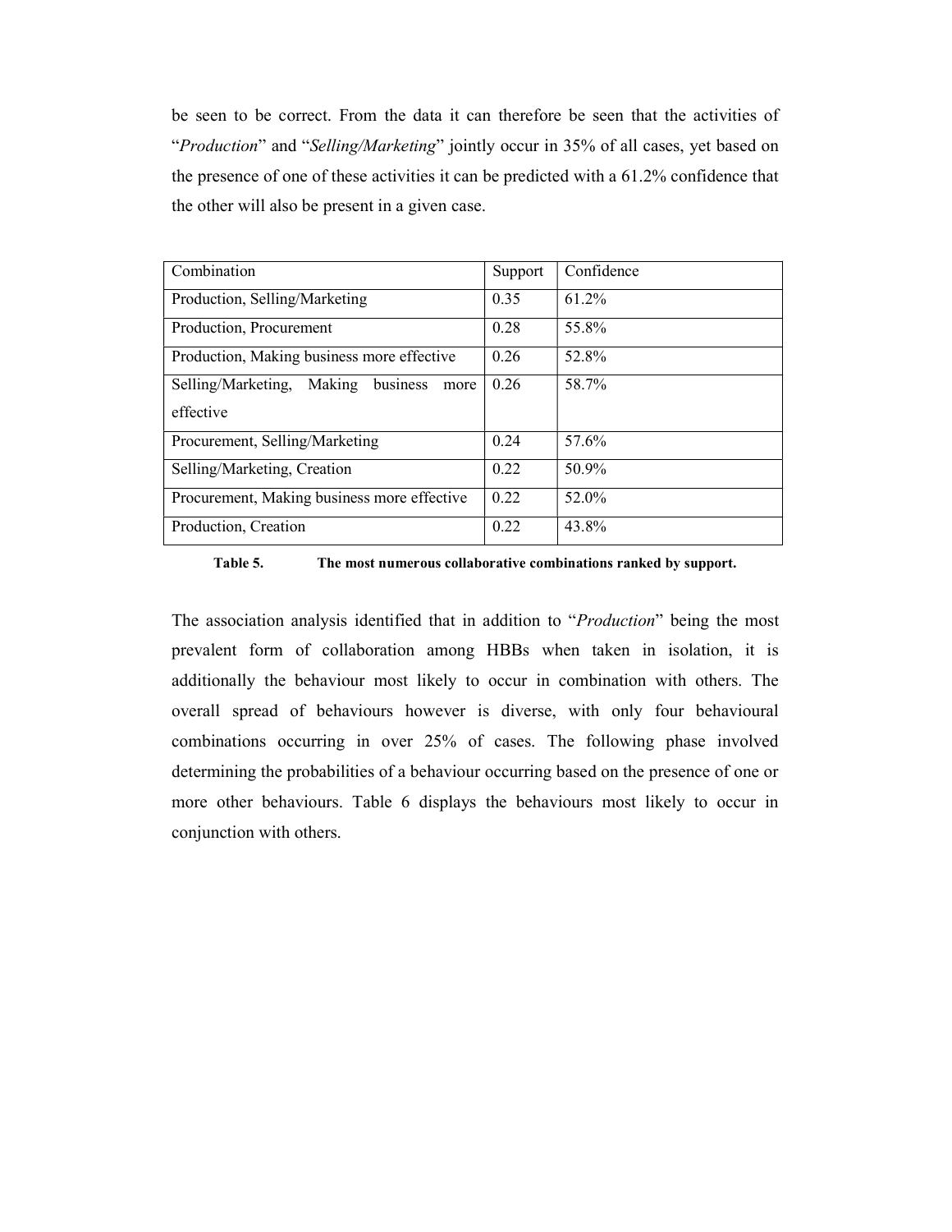be seen to be correct. From the data it can therefore be seen that the activities of "*Production*" and "*Selling/Marketing*" jointly occur in 35% of all cases, yet based on the presence of one of these activities it can be predicted with a 61.2% confidence that the other will also be present in a given case.

| Combination | Support | Confidence |
|---|---|---|
| Production, Selling/Marketing | 0.35 | 61.2% |
| Production, Procurement | 0.28 | 55.8% |
| Production, Making business more effective | 0.26 | 52.8% |
| Selling/Marketing, Making business more effective | 0.26 | 58.7% |
| Procurement, Selling/Marketing | 0.24 | 57.6% |
| Selling/Marketing, Creation | 0.22 | 50.9% |
| Procurement, Making business more effective | 0.22 | 52.0% |
| Production, Creation | 0.22 | 43.8% |

**Table 5. The most numerous collaborative combinations ranked by support.**

The association analysis identified that in addition to "*Production*" being the most prevalent form of collaboration among HBBs when taken in isolation, it is additionally the behaviour most likely to occur in combination with others. The overall spread of behaviours however is diverse, with only four behavioural combinations occurring in over 25% of cases. The following phase involved determining the probabilities of a behaviour occurring based on the presence of one or more other behaviours. Table 6 displays the behaviours most likely to occur in conjunction with others.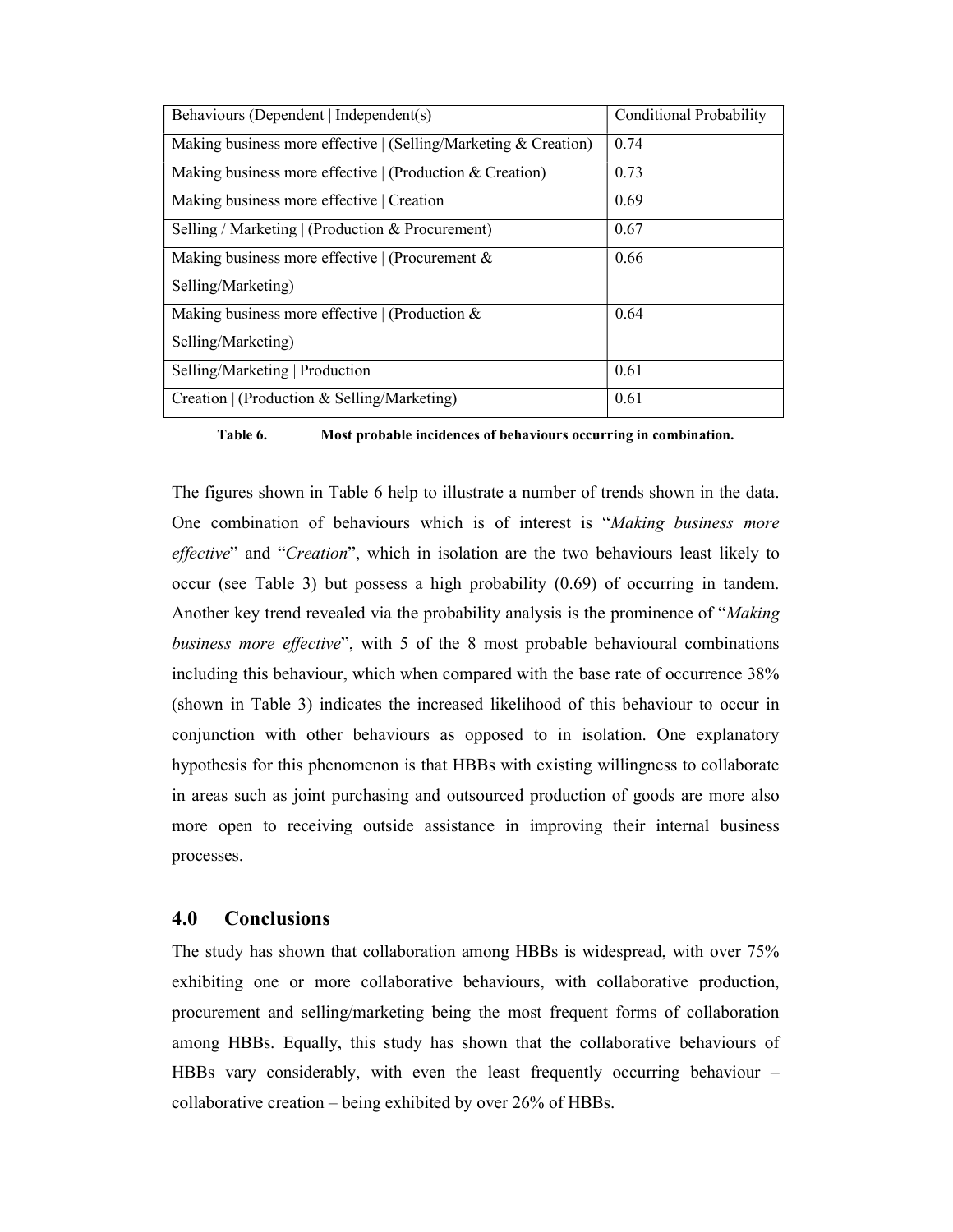| Behaviours (Dependent \| Independent(s) | Conditional Probability |
|---|---|
| Making business more effective \| (Selling/Marketing & Creation) | 0.74 |
| Making business more effective \| (Production & Creation) | 0.73 |
| Making business more effective \| Creation | 0.69 |
| Selling / Marketing \| (Production & Procurement) | 0.67 |
| Making business more effective \| (Procurement & Selling/Marketing) | 0.66 |
| Making business more effective \| (Production & Selling/Marketing) | 0.64 |
| Selling/Marketing \| Production | 0.61 |
| Creation \| (Production & Selling/Marketing) | 0.61 |

**Table 6. Most probable incidences of behaviours occurring in combination.**

The figures shown in Table 6 help to illustrate a number of trends shown in the data. One combination of behaviours which is of interest is "*Making business more effective*" and "*Creation*", which in isolation are the two behaviours least likely to occur (see Table 3) but possess a high probability (0.69) of occurring in tandem. Another key trend revealed via the probability analysis is the prominence of "*Making business more effective*", with 5 of the 8 most probable behavioural combinations including this behaviour, which when compared with the base rate of occurrence 38% (shown in Table 3) indicates the increased likelihood of this behaviour to occur in conjunction with other behaviours as opposed to in isolation. One explanatory hypothesis for this phenomenon is that HBBs with existing willingness to collaborate in areas such as joint purchasing and outsourced production of goods are more also more open to receiving outside assistance in improving their internal business processes.

## 4.0 Conclusions

The study has shown that collaboration among HBBs is widespread, with over 75% exhibiting one or more collaborative behaviours, with collaborative production, procurement and selling/marketing being the most frequent forms of collaboration among HBBs. Equally, this study has shown that the collaborative behaviours of HBBs vary considerably, with even the least frequently occurring behaviour – collaborative creation – being exhibited by over 26% of HBBs.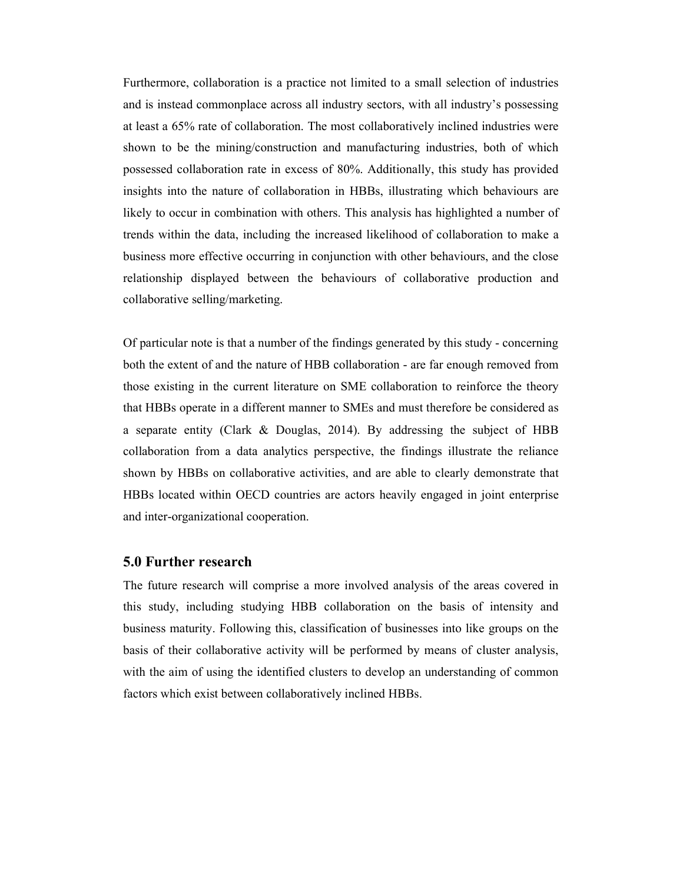Furthermore, collaboration is a practice not limited to a small selection of industries and is instead commonplace across all industry sectors, with all industry's possessing at least a 65% rate of collaboration. The most collaboratively inclined industries were shown to be the mining/construction and manufacturing industries, both of which possessed collaboration rate in excess of 80%. Additionally, this study has provided insights into the nature of collaboration in HBBs, illustrating which behaviours are likely to occur in combination with others. This analysis has highlighted a number of trends within the data, including the increased likelihood of collaboration to make a business more effective occurring in conjunction with other behaviours, and the close relationship displayed between the behaviours of collaborative production and collaborative selling/marketing.

Of particular note is that a number of the findings generated by this study - concerning both the extent of and the nature of HBB collaboration - are far enough removed from those existing in the current literature on SME collaboration to reinforce the theory that HBBs operate in a different manner to SMEs and must therefore be considered as a separate entity (Clark & Douglas, 2014). By addressing the subject of HBB collaboration from a data analytics perspective, the findings illustrate the reliance shown by HBBs on collaborative activities, and are able to clearly demonstrate that HBBs located within OECD countries are actors heavily engaged in joint enterprise and inter-organizational cooperation.

## 5.0 Further research

The future research will comprise a more involved analysis of the areas covered in this study, including studying HBB collaboration on the basis of intensity and business maturity. Following this, classification of businesses into like groups on the basis of their collaborative activity will be performed by means of cluster analysis, with the aim of using the identified clusters to develop an understanding of common factors which exist between collaboratively inclined HBBs.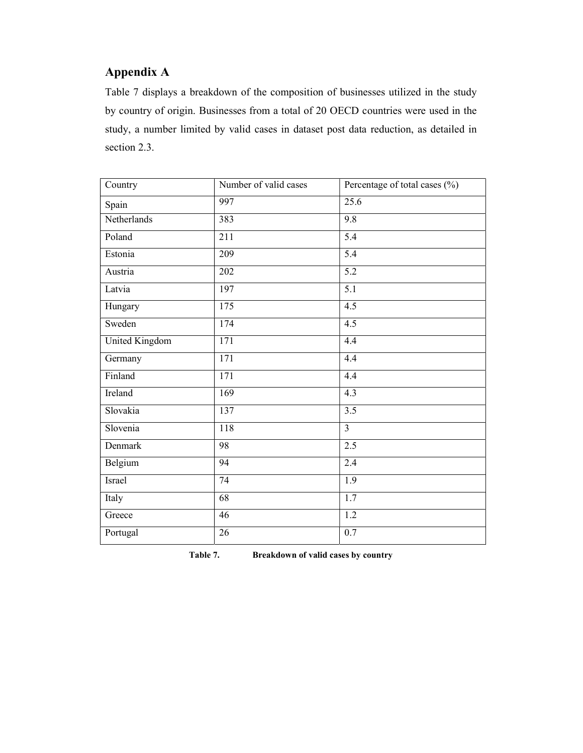## Appendix A

Table 7 displays a breakdown of the composition of businesses utilized in the study by country of origin. Businesses from a total of 20 OECD countries were used in the study, a number limited by valid cases in dataset post data reduction, as detailed in section 2.3.

| Country | Number of valid cases | Percentage of total cases (%) |
| --- | --- | --- |
| Spain | 997 | 25.6 |
| Netherlands | 383 | 9.8 |
| Poland | 211 | 5.4 |
| Estonia | 209 | 5.4 |
| Austria | 202 | 5.2 |
| Latvia | 197 | 5.1 |
| Hungary | 175 | 4.5 |
| Sweden | 174 | 4.5 |
| United Kingdom | 171 | 4.4 |
| Germany | 171 | 4.4 |
| Finland | 171 | 4.4 |
| Ireland | 169 | 4.3 |
| Slovakia | 137 | 3.5 |
| Slovenia | 118 | 3 |
| Denmark | 98 | 2.5 |
| Belgium | 94 | 2.4 |
| Israel | 74 | 1.9 |
| Italy | 68 | 1.7 |
| Greece | 46 | 1.2 |
| Portugal | 26 | 0.7 |

**Table 7. Breakdown of valid cases by country**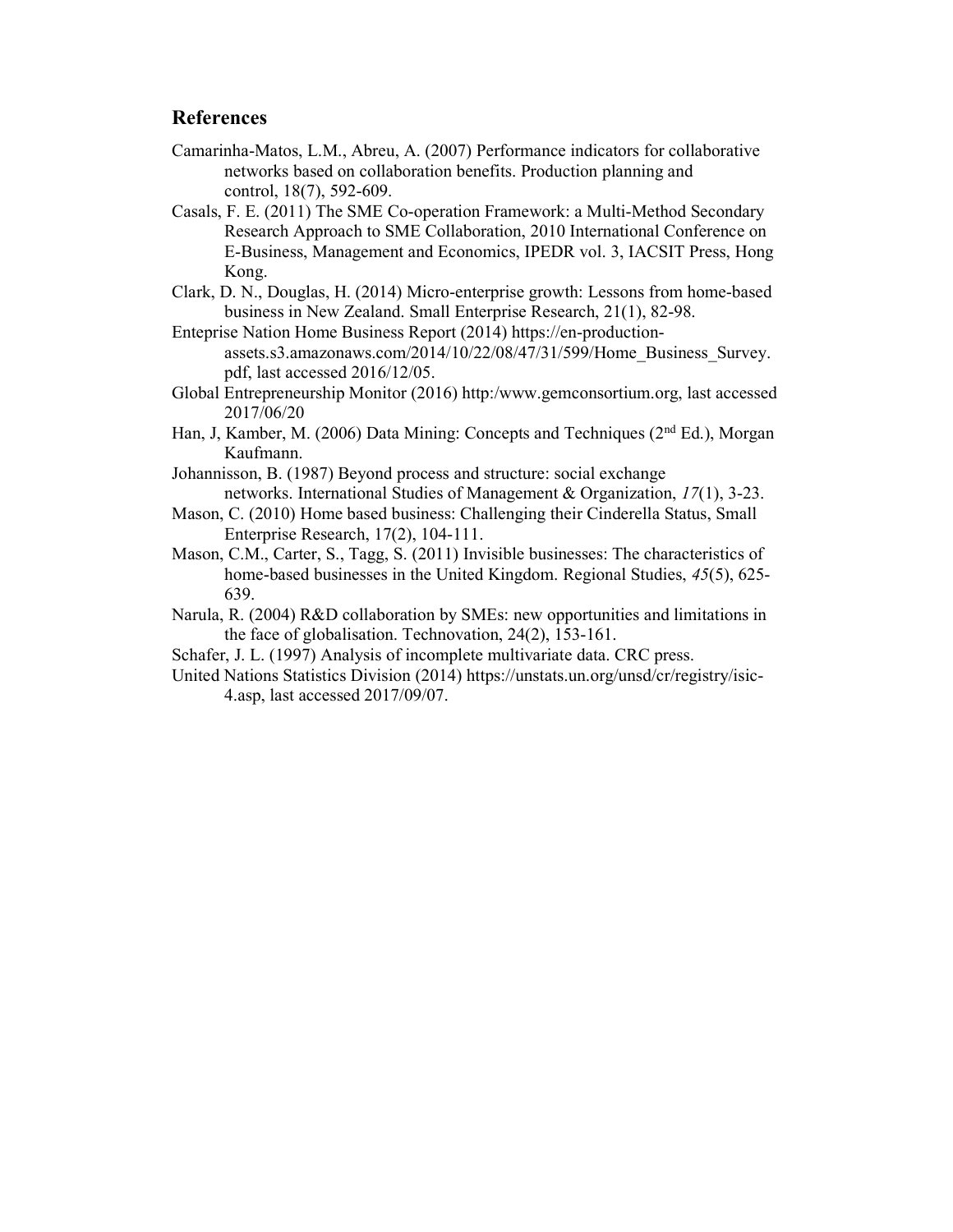## References

Camarinha-Matos, L.M., Abreu, A. (2007) Performance indicators for collaborative networks based on collaboration benefits. Production planning and control, 18(7), 592-609.

Casals, F. E. (2011) The SME Co-operation Framework: a Multi-Method Secondary Research Approach to SME Collaboration, 2010 International Conference on E-Business, Management and Economics, IPEDR vol. 3, IACSIT Press, Hong Kong.

Clark, D. N., Douglas, H. (2014) Micro-enterprise growth: Lessons from home-based business in New Zealand. Small Enterprise Research, 21(1), 82-98.

Enteprise Nation Home Business Report (2014) https://en-production-assets.s3.amazonaws.com/2014/10/22/08/47/31/599/Home_Business_Survey.pdf, last accessed 2016/12/05.

Global Entrepreneurship Monitor (2016) http:/www.gemconsortium.org, last accessed 2017/06/20

Han, J, Kamber, M. (2006) Data Mining: Concepts and Techniques (2nd Ed.), Morgan Kaufmann.

Johannisson, B. (1987) Beyond process and structure: social exchange networks. International Studies of Management & Organization, *17*(1), 3-23.

Mason, C. (2010) Home based business: Challenging their Cinderella Status, Small Enterprise Research, 17(2), 104-111.

Mason, C.M., Carter, S., Tagg, S. (2011) Invisible businesses: The characteristics of home-based businesses in the United Kingdom. Regional Studies, *45*(5), 625-639.

Narula, R. (2004) R&D collaboration by SMEs: new opportunities and limitations in the face of globalisation. Technovation, 24(2), 153-161.

Schafer, J. L. (1997) Analysis of incomplete multivariate data. CRC press.

United Nations Statistics Division (2014) https://unstats.un.org/unsd/cr/registry/isic-4.asp, last accessed 2017/09/07.